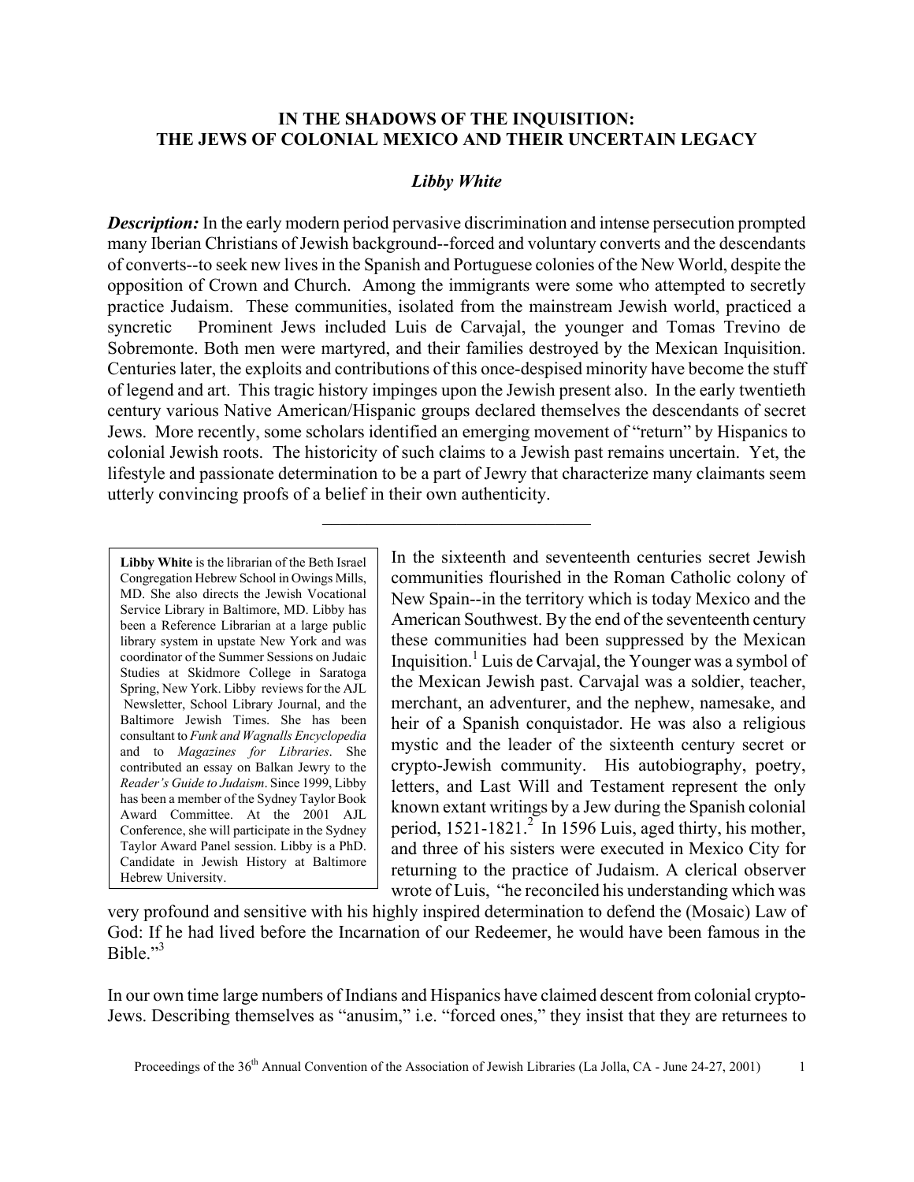# IN THE SHADOWS OF THE INQUISITION: THE JEWS OF COLONIAL MEXICO AND THEIR UNCERTAIN LEGACY

***Libby White***

***Description:*** In the early modern period pervasive discrimination and intense persecution prompted many Iberian Christians of Jewish background--forced and voluntary converts and the descendants of converts--to seek new lives in the Spanish and Portuguese colonies of the New World, despite the opposition of Crown and Church. Among the immigrants were some who attempted to secretly practice Judaism. These communities, isolated from the mainstream Jewish world, practiced a syncretic Prominent Jews included Luis de Carvajal, the younger and Tomas Trevino de Sobremonte. Both men were martyred, and their families destroyed by the Mexican Inquisition. Centuries later, the exploits and contributions of this once-despised minority have become the stuff of legend and art. This tragic history impinges upon the Jewish present also. In the early twentieth century various Native American/Hispanic groups declared themselves the descendants of secret Jews. More recently, some scholars identified an emerging movement of "return" by Hispanics to colonial Jewish roots. The historicity of such claims to a Jewish past remains uncertain. Yet, the lifestyle and passionate determination to be a part of Jewry that characterize many claimants seem utterly convincing proofs of a belief in their own authenticity.

---

**Libby White** is the librarian of the Beth Israel Congregation Hebrew School in Owings Mills, MD. She also directs the Jewish Vocational Service Library in Baltimore, MD. Libby has been a Reference Librarian at a large public library system in upstate New York and was coordinator of the Summer Sessions on Judaic Studies at Skidmore College in Saratoga Spring, New York. Libby reviews for the AJL Newsletter, School Library Journal, and the Baltimore Jewish Times. She has been consultant to *Funk and Wagnalls Encyclopedia* and to *Magazines for Libraries*. She contributed an essay on Balkan Jewry to the *Reader's Guide to Judaism*. Since 1999, Libby has been a member of the Sydney Taylor Book Award Committee. At the 2001 AJL Conference, she will participate in the Sydney Taylor Award Panel session. Libby is a PhD. Candidate in Jewish History at Baltimore Hebrew University.

In the sixteenth and seventeenth centuries secret Jewish communities flourished in the Roman Catholic colony of New Spain--in the territory which is today Mexico and the American Southwest. By the end of the seventeenth century these communities had been suppressed by the Mexican Inquisition.[1] Luis de Carvajal, the Younger was a symbol of the Mexican Jewish past. Carvajal was a soldier, teacher, merchant, an adventurer, and the nephew, namesake, and heir of a Spanish conquistador. He was also a religious mystic and the leader of the sixteenth century secret or crypto-Jewish community. His autobiography, poetry, letters, and Last Will and Testament represent the only known extant writings by a Jew during the Spanish colonial period, 1521-1821.[2] In 1596 Luis, aged thirty, his mother, and three of his sisters were executed in Mexico City for returning to the practice of Judaism. A clerical observer wrote of Luis, "he reconciled his understanding which was very profound and sensitive with his highly inspired determination to defend the (Mosaic) Law of God: If he had lived before the Incarnation of our Redeemer, he would have been famous in the Bible."[3]

In our own time large numbers of Indians and Hispanics have claimed descent from colonial crypto-Jews. Describing themselves as "anusim," i.e. "forced ones," they insist that they are returnees to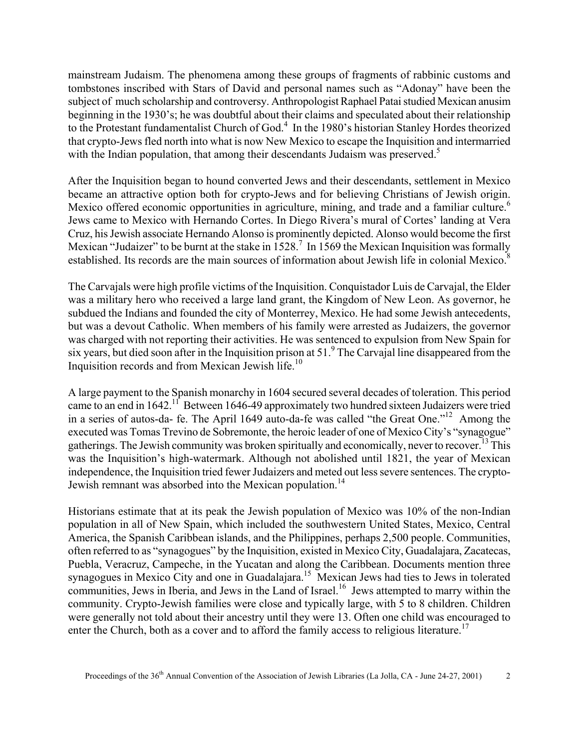mainstream Judaism. The phenomena among these groups of fragments of rabbinic customs and tombstones inscribed with Stars of David and personal names such as "Adonay" have been the subject of much scholarship and controversy. Anthropologist Raphael Patai studied Mexican anusim beginning in the 1930's; he was doubtful about their claims and speculated about their relationship to the Protestant fundamentalist Church of God.[4] In the 1980's historian Stanley Hordes theorized that crypto-Jews fled north into what is now New Mexico to escape the Inquisition and intermarried with the Indian population, that among their descendants Judaism was preserved.[5]

After the Inquisition began to hound converted Jews and their descendants, settlement in Mexico became an attractive option both for crypto-Jews and for believing Christians of Jewish origin. Mexico offered economic opportunities in agriculture, mining, and trade and a familiar culture.[6] Jews came to Mexico with Hernando Cortes. In Diego Rivera's mural of Cortes' landing at Vera Cruz, his Jewish associate Hernando Alonso is prominently depicted. Alonso would become the first Mexican "Judaizer" to be burnt at the stake in 1528.[7] In 1569 the Mexican Inquisition was formally established. Its records are the main sources of information about Jewish life in colonial Mexico.[8]

The Carvajals were high profile victims of the Inquisition. Conquistador Luis de Carvajal, the Elder was a military hero who received a large land grant, the Kingdom of New Leon. As governor, he subdued the Indians and founded the city of Monterrey, Mexico. He had some Jewish antecedents, but was a devout Catholic. When members of his family were arrested as Judaizers, the governor was charged with not reporting their activities. He was sentenced to expulsion from New Spain for six years, but died soon after in the Inquisition prison at 51.[9] The Carvajal line disappeared from the Inquisition records and from Mexican Jewish life.[10]

A large payment to the Spanish monarchy in 1604 secured several decades of toleration. This period came to an end in 1642.[11] Between 1646-49 approximately two hundred sixteen Judaizers were tried in a series of autos-da- fe. The April 1649 auto-da-fe was called "the Great One."[12] Among the executed was Tomas Trevino de Sobremonte, the heroic leader of one of Mexico City's "synagogue" gatherings. The Jewish community was broken spiritually and economically, never to recover.[13] This was the Inquisition's high-watermark. Although not abolished until 1821, the year of Mexican independence, the Inquisition tried fewer Judaizers and meted out less severe sentences. The crypto-Jewish remnant was absorbed into the Mexican population.[14]

Historians estimate that at its peak the Jewish population of Mexico was 10% of the non-Indian population in all of New Spain, which included the southwestern United States, Mexico, Central America, the Spanish Caribbean islands, and the Philippines, perhaps 2,500 people. Communities, often referred to as "synagogues" by the Inquisition, existed in Mexico City, Guadalajara, Zacatecas, Puebla, Veracruz, Campeche, in the Yucatan and along the Caribbean. Documents mention three synagogues in Mexico City and one in Guadalajara.[15] Mexican Jews had ties to Jews in tolerated communities, Jews in Iberia, and Jews in the Land of Israel.[16] Jews attempted to marry within the community. Crypto-Jewish families were close and typically large, with 5 to 8 children. Children were generally not told about their ancestry until they were 13. Often one child was encouraged to enter the Church, both as a cover and to afford the family access to religious literature.[17]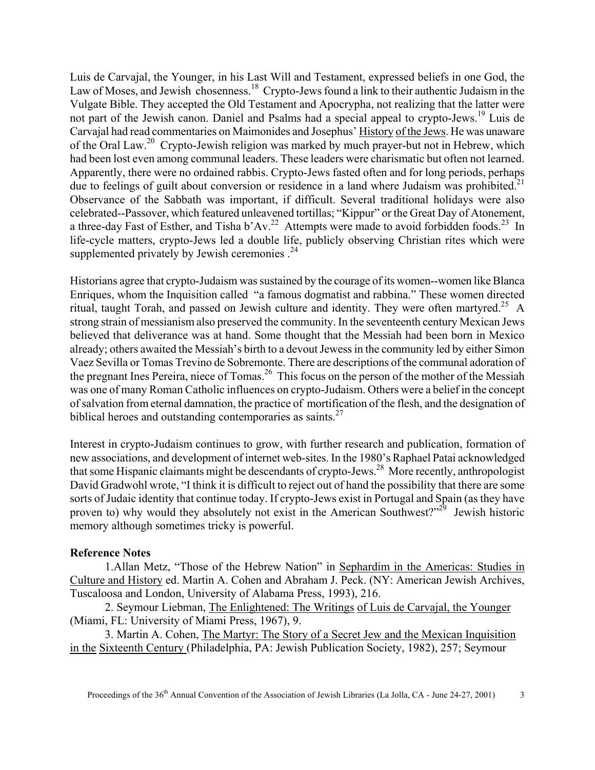Luis de Carvajal, the Younger, in his Last Will and Testament, expressed beliefs in one God, the Law of Moses, and Jewish chosenness.[18] Crypto-Jews found a link to their authentic Judaism in the Vulgate Bible. They accepted the Old Testament and Apocrypha, not realizing that the latter were not part of the Jewish canon. Daniel and Psalms had a special appeal to crypto-Jews.[19] Luis de Carvajal had read commentaries on Maimonides and Josephus' History of the Jews. He was unaware of the Oral Law.[20] Crypto-Jewish religion was marked by much prayer-but not in Hebrew, which had been lost even among communal leaders. These leaders were charismatic but often not learned. Apparently, there were no ordained rabbis. Crypto-Jews fasted often and for long periods, perhaps due to feelings of guilt about conversion or residence in a land where Judaism was prohibited.[21] Observance of the Sabbath was important, if difficult. Several traditional holidays were also celebrated--Passover, which featured unleavened tortillas; "Kippur" or the Great Day of Atonement, a three-day Fast of Esther, and Tisha b'Av.[22] Attempts were made to avoid forbidden foods.[23] In life-cycle matters, crypto-Jews led a double life, publicly observing Christian rites which were supplemented privately by Jewish ceremonies .[24]

Historians agree that crypto-Judaism was sustained by the courage of its women--women like Blanca Enriques, whom the Inquisition called "a famous dogmatist and rabbina." These women directed ritual, taught Torah, and passed on Jewish culture and identity. They were often martyred.[25] A strong strain of messianism also preserved the community. In the seventeenth century Mexican Jews believed that deliverance was at hand. Some thought that the Messiah had been born in Mexico already; others awaited the Messiah's birth to a devout Jewess in the community led by either Simon Vaez Sevilla or Tomas Trevino de Sobremonte. There are descriptions of the communal adoration of the pregnant Ines Pereira, niece of Tomas.[26] This focus on the person of the mother of the Messiah was one of many Roman Catholic influences on crypto-Judaism. Others were a belief in the concept of salvation from eternal damnation, the practice of mortification of the flesh, and the designation of biblical heroes and outstanding contemporaries as saints.[27]

Interest in crypto-Judaism continues to grow, with further research and publication, formation of new associations, and development of internet web-sites. In the 1980's Raphael Patai acknowledged that some Hispanic claimants might be descendants of crypto-Jews.[28] More recently, anthropologist David Gradwohl wrote, "I think it is difficult to reject out of hand the possibility that there are some sorts of Judaic identity that continue today. If crypto-Jews exist in Portugal and Spain (as they have proven to) why would they absolutely not exist in the American Southwest?"[29] Jewish historic memory although sometimes tricky is powerful.

**Reference Notes**

1. Allan Metz, "Those of the Hebrew Nation" in Sephardim in the Americas: Studies in Culture and History ed. Martin A. Cohen and Abraham J. Peck. (NY: American Jewish Archives, Tuscaloosa and London, University of Alabama Press, 1993), 216.

2. Seymour Liebman, The Enlightened: The Writings of Luis de Carvajal, the Younger (Miami, FL: University of Miami Press, 1967), 9.

3. Martin A. Cohen, The Martyr: The Story of a Secret Jew and the Mexican Inquisition in the Sixteenth Century (Philadelphia, PA: Jewish Publication Society, 1982), 257; Seymour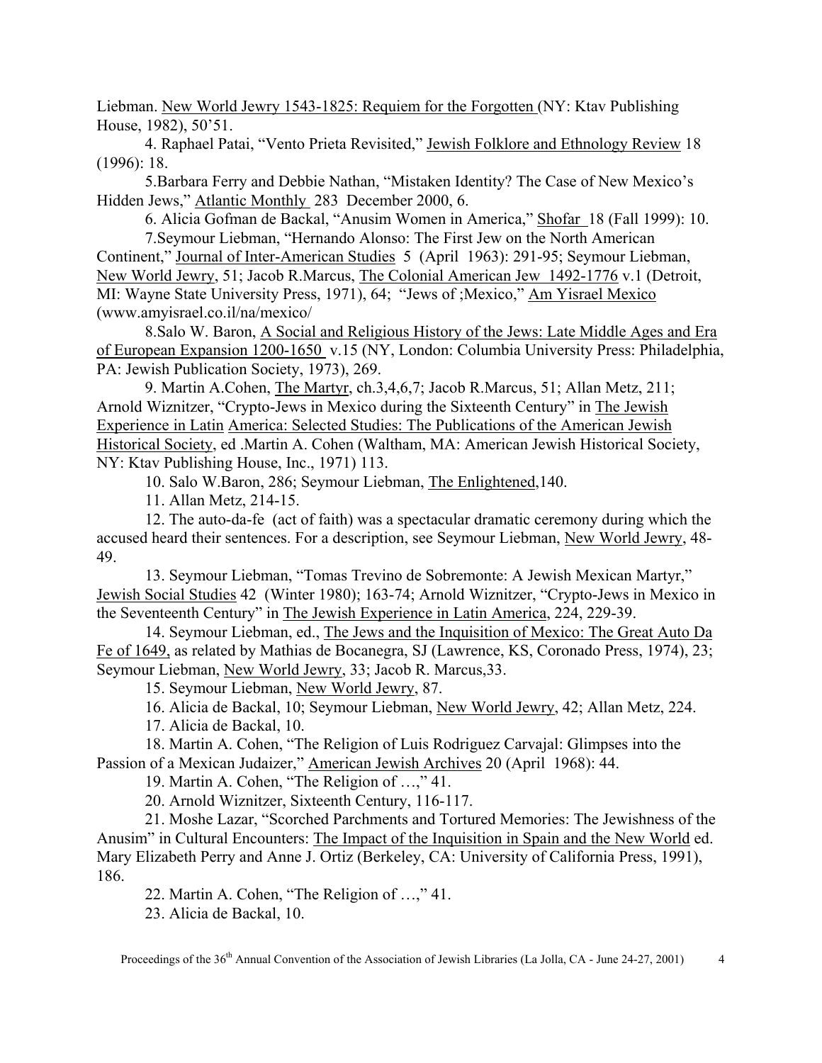Liebman. New World Jewry 1543-1825: Requiem for the Forgotten (NY: Ktav Publishing House, 1982), 50'51.

4. Raphael Patai, "Vento Prieta Revisited," Jewish Folklore and Ethnology Review 18 (1996): 18.

5. Barbara Ferry and Debbie Nathan, "Mistaken Identity? The Case of New Mexico's Hidden Jews," Atlantic Monthly 283 December 2000, 6.

6. Alicia Gofman de Backal, "Anusim Women in America," Shofar 18 (Fall 1999): 10.

7. Seymour Liebman, "Hernando Alonso: The First Jew on the North American Continent," Journal of Inter-American Studies 5 (April 1963): 291-95; Seymour Liebman, New World Jewry, 51; Jacob R.Marcus, The Colonial American Jew 1492-1776 v.1 (Detroit, MI: Wayne State University Press, 1971), 64; "Jews of ;Mexico," Am Yisrael Mexico (www.amyisrael.co.il/na/mexico/

8. Salo W. Baron, A Social and Religious History of the Jews: Late Middle Ages and Era of European Expansion 1200-1650 v.15 (NY, London: Columbia University Press: Philadelphia, PA: Jewish Publication Society, 1973), 269.

9. Martin A.Cohen, The Martyr, ch.3,4,6,7; Jacob R.Marcus, 51; Allan Metz, 211; Arnold Wiznitzer, "Crypto-Jews in Mexico during the Sixteenth Century" in The Jewish Experience in Latin America: Selected Studies: The Publications of the American Jewish Historical Society, ed .Martin A. Cohen (Waltham, MA: American Jewish Historical Society, NY: Ktav Publishing House, Inc., 1971) 113.

10. Salo W.Baron, 286; Seymour Liebman, The Enlightened,140.

11. Allan Metz, 214-15.

12. The auto-da-fe (act of faith) was a spectacular dramatic ceremony during which the accused heard their sentences. For a description, see Seymour Liebman, New World Jewry, 48-49.

13. Seymour Liebman, "Tomas Trevino de Sobremonte: A Jewish Mexican Martyr," Jewish Social Studies 42 (Winter 1980); 163-74; Arnold Wiznitzer, "Crypto-Jews in Mexico in the Seventeenth Century" in The Jewish Experience in Latin America, 224, 229-39.

14. Seymour Liebman, ed., The Jews and the Inquisition of Mexico: The Great Auto Da Fe of 1649, as related by Mathias de Bocanegra, SJ (Lawrence, KS, Coronado Press, 1974), 23; Seymour Liebman, New World Jewry, 33; Jacob R. Marcus,33.

15. Seymour Liebman, New World Jewry, 87.

16. Alicia de Backal, 10; Seymour Liebman, New World Jewry, 42; Allan Metz, 224.

17. Alicia de Backal, 10.

18. Martin A. Cohen, "The Religion of Luis Rodriguez Carvajal: Glimpses into the Passion of a Mexican Judaizer," American Jewish Archives 20 (April 1968): 44.

19. Martin A. Cohen, "The Religion of …," 41.

20. Arnold Wiznitzer, Sixteenth Century, 116-117.

21. Moshe Lazar, "Scorched Parchments and Tortured Memories: The Jewishness of the Anusim" in Cultural Encounters: The Impact of the Inquisition in Spain and the New World ed. Mary Elizabeth Perry and Anne J. Ortiz (Berkeley, CA: University of California Press, 1991), 186.

22. Martin A. Cohen, "The Religion of …," 41.

23. Alicia de Backal, 10.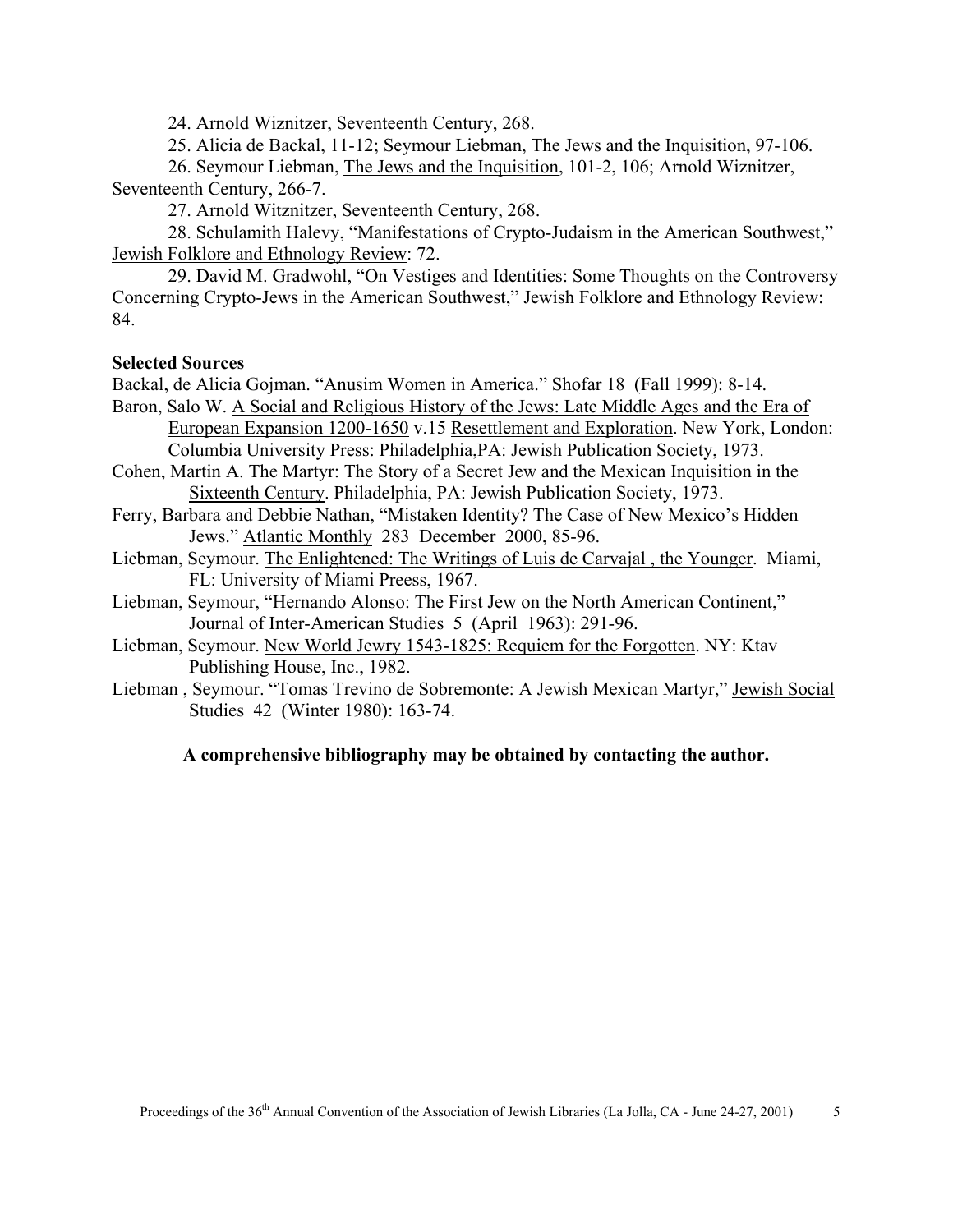24. Arnold Wiznitzer, Seventeenth Century, 268.

25. Alicia de Backal, 11-12; Seymour Liebman, The Jews and the Inquisition, 97-106.

26. Seymour Liebman, The Jews and the Inquisition, 101-2, 106; Arnold Wiznitzer, Seventeenth Century, 266-7.

27. Arnold Witznitzer, Seventeenth Century, 268.

28. Schulamith Halevy, "Manifestations of Crypto-Judaism in the American Southwest," Jewish Folklore and Ethnology Review: 72.

29. David M. Gradwohl, "On Vestiges and Identities: Some Thoughts on the Controversy Concerning Crypto-Jews in the American Southwest," Jewish Folklore and Ethnology Review: 84.

**Selected Sources**

Backal, de Alicia Gojman. "Anusim Women in America." Shofar 18 (Fall 1999): 8-14.

Baron, Salo W. A Social and Religious History of the Jews: Late Middle Ages and the Era of European Expansion 1200-1650 v.15 Resettlement and Exploration. New York, London: Columbia University Press: Philadelphia,PA: Jewish Publication Society, 1973.

Cohen, Martin A. The Martyr: The Story of a Secret Jew and the Mexican Inquisition in the Sixteenth Century. Philadelphia, PA: Jewish Publication Society, 1973.

Ferry, Barbara and Debbie Nathan, "Mistaken Identity? The Case of New Mexico's Hidden Jews." Atlantic Monthly 283 December 2000, 85-96.

Liebman, Seymour. The Enlightened: The Writings of Luis de Carvajal , the Younger. Miami, FL: University of Miami Preess, 1967.

Liebman, Seymour, "Hernando Alonso: The First Jew on the North American Continent," Journal of Inter-American Studies 5 (April 1963): 291-96.

Liebman, Seymour. New World Jewry 1543-1825: Requiem for the Forgotten. NY: Ktav Publishing House, Inc., 1982.

Liebman , Seymour. "Tomas Trevino de Sobremonte: A Jewish Mexican Martyr," Jewish Social Studies 42 (Winter 1980): 163-74.

**A comprehensive bibliography may be obtained by contacting the author.**